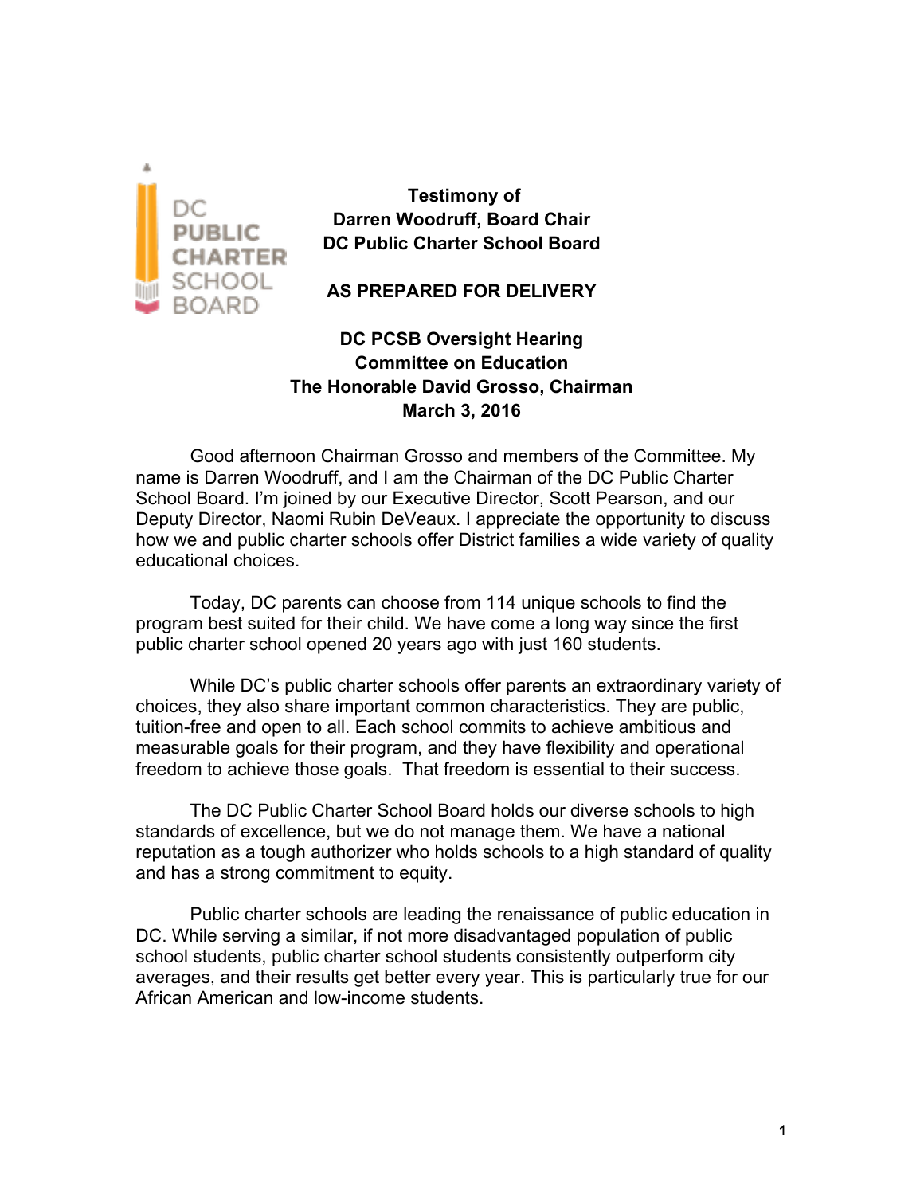**Testimony of**
**Darren Woodruff, Board Chair**
**DC Public Charter School Board**

**AS PREPARED FOR DELIVERY**

**DC PCSB Oversight Hearing**
**Committee on Education**
**The Honorable David Grosso, Chairman**
**March 3, 2016**

Good afternoon Chairman Grosso and members of the Committee. My name is Darren Woodruff, and I am the Chairman of the DC Public Charter School Board. I'm joined by our Executive Director, Scott Pearson, and our Deputy Director, Naomi Rubin DeVeaux. I appreciate the opportunity to discuss how we and public charter schools offer District families a wide variety of quality educational choices.

Today, DC parents can choose from 114 unique schools to find the program best suited for their child. We have come a long way since the first public charter school opened 20 years ago with just 160 students.

While DC's public charter schools offer parents an extraordinary variety of choices, they also share important common characteristics. They are public, tuition-free and open to all. Each school commits to achieve ambitious and measurable goals for their program, and they have flexibility and operational freedom to achieve those goals. That freedom is essential to their success.

The DC Public Charter School Board holds our diverse schools to high standards of excellence, but we do not manage them. We have a national reputation as a tough authorizer who holds schools to a high standard of quality and has a strong commitment to equity.

Public charter schools are leading the renaissance of public education in DC. While serving a similar, if not more disadvantaged population of public school students, public charter school students consistently outperform city averages, and their results get better every year. This is particularly true for our African American and low-income students.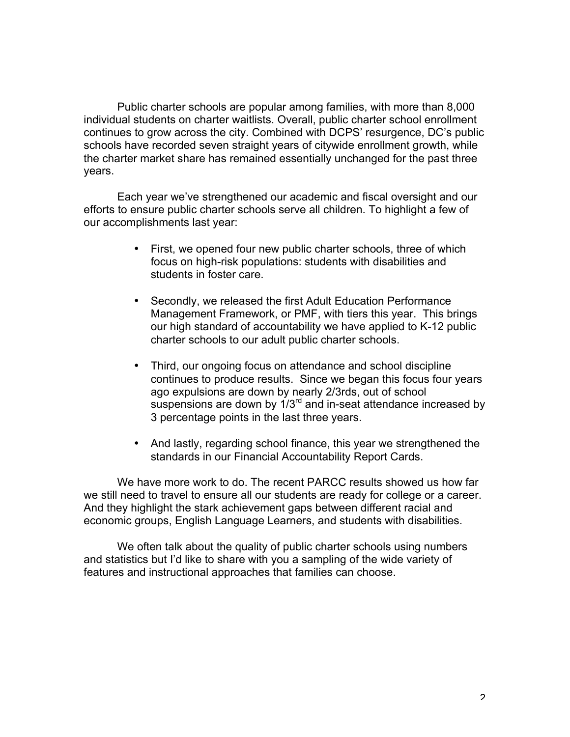Public charter schools are popular among families, with more than 8,000 individual students on charter waitlists. Overall, public charter school enrollment continues to grow across the city. Combined with DCPS' resurgence, DC's public schools have recorded seven straight years of citywide enrollment growth, while the charter market share has remained essentially unchanged for the past three years.

Each year we've strengthened our academic and fiscal oversight and our efforts to ensure public charter schools serve all children. To highlight a few of our accomplishments last year:

- First, we opened four new public charter schools, three of which focus on high-risk populations: students with disabilities and students in foster care.

- Secondly, we released the first Adult Education Performance Management Framework, or PMF, with tiers this year. This brings our high standard of accountability we have applied to K-12 public charter schools to our adult public charter schools.

- Third, our ongoing focus on attendance and school discipline continues to produce results. Since we began this focus four years ago expulsions are down by nearly 2/3rds, out of school suspensions are down by 1/3rd and in-seat attendance increased by 3 percentage points in the last three years.

- And lastly, regarding school finance, this year we strengthened the standards in our Financial Accountability Report Cards.

We have more work to do. The recent PARCC results showed us how far we still need to travel to ensure all our students are ready for college or a career. And they highlight the stark achievement gaps between different racial and economic groups, English Language Learners, and students with disabilities.

We often talk about the quality of public charter schools using numbers and statistics but I'd like to share with you a sampling of the wide variety of features and instructional approaches that families can choose.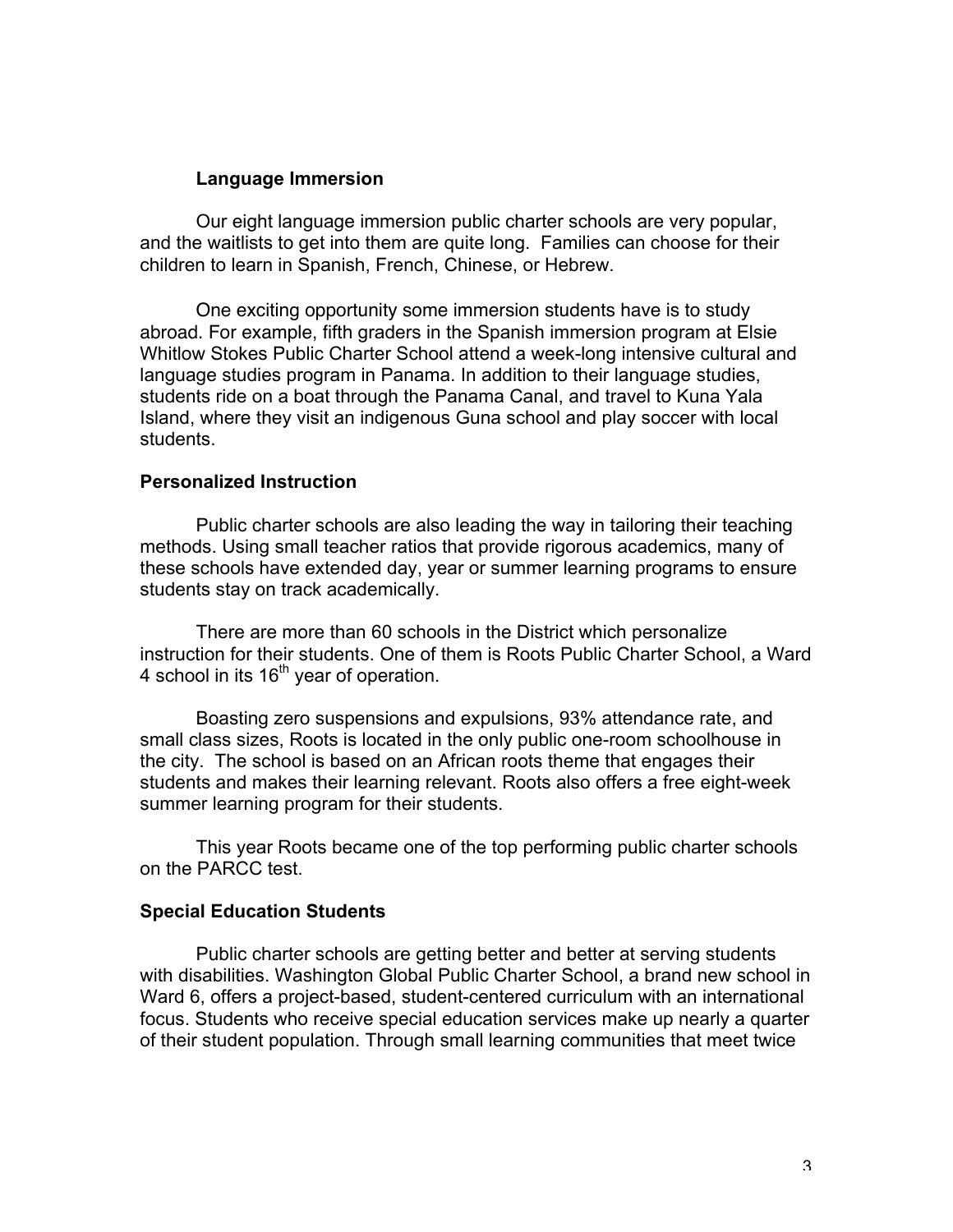**Language Immersion**

Our eight language immersion public charter schools are very popular, and the waitlists to get into them are quite long. Families can choose for their children to learn in Spanish, French, Chinese, or Hebrew.

One exciting opportunity some immersion students have is to study abroad. For example, fifth graders in the Spanish immersion program at Elsie Whitlow Stokes Public Charter School attend a week-long intensive cultural and language studies program in Panama. In addition to their language studies, students ride on a boat through the Panama Canal, and travel to Kuna Yala Island, where they visit an indigenous Guna school and play soccer with local students.

**Personalized Instruction**

Public charter schools are also leading the way in tailoring their teaching methods. Using small teacher ratios that provide rigorous academics, many of these schools have extended day, year or summer learning programs to ensure students stay on track academically.

There are more than 60 schools in the District which personalize instruction for their students. One of them is Roots Public Charter School, a Ward 4 school in its 16th year of operation.

Boasting zero suspensions and expulsions, 93% attendance rate, and small class sizes, Roots is located in the only public one-room schoolhouse in the city. The school is based on an African roots theme that engages their students and makes their learning relevant. Roots also offers a free eight-week summer learning program for their students.

This year Roots became one of the top performing public charter schools on the PARCC test.

**Special Education Students**

Public charter schools are getting better and better at serving students with disabilities. Washington Global Public Charter School, a brand new school in Ward 6, offers a project-based, student-centered curriculum with an international focus. Students who receive special education services make up nearly a quarter of their student population. Through small learning communities that meet twice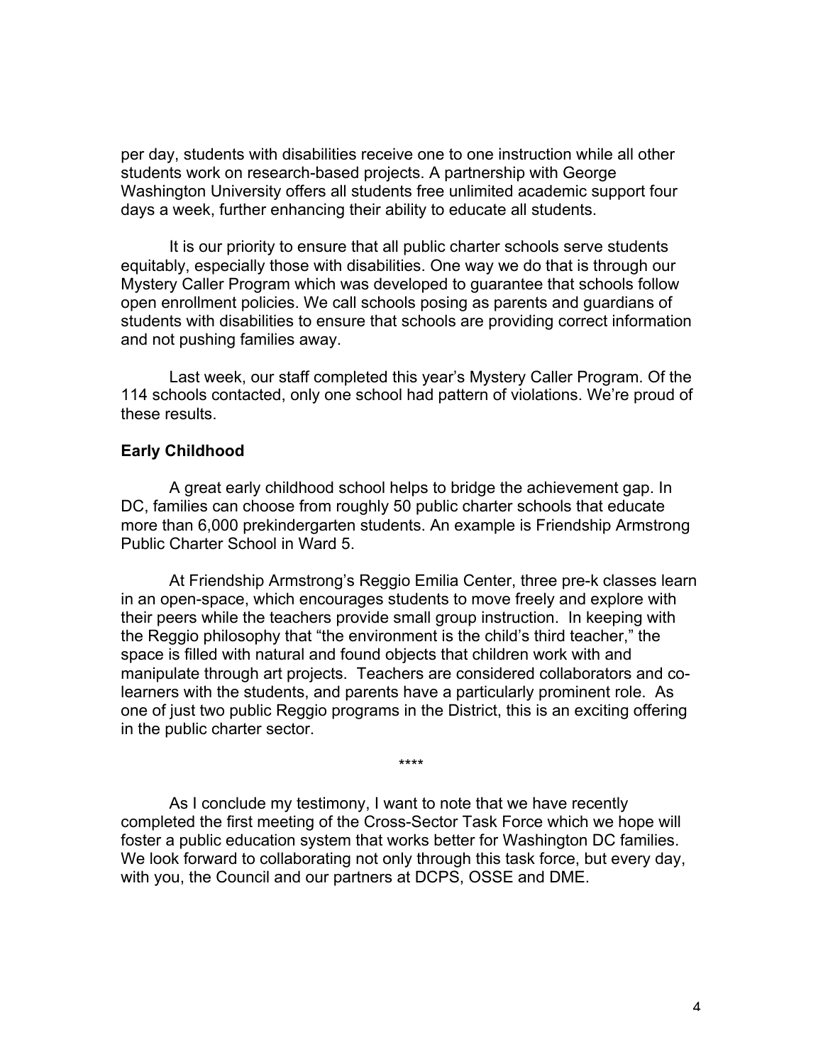per day, students with disabilities receive one to one instruction while all other students work on research-based projects. A partnership with George Washington University offers all students free unlimited academic support four days a week, further enhancing their ability to educate all students.

It is our priority to ensure that all public charter schools serve students equitably, especially those with disabilities. One way we do that is through our Mystery Caller Program which was developed to guarantee that schools follow open enrollment policies. We call schools posing as parents and guardians of students with disabilities to ensure that schools are providing correct information and not pushing families away.

Last week, our staff completed this year's Mystery Caller Program. Of the 114 schools contacted, only one school had pattern of violations. We're proud of these results.

**Early Childhood**

A great early childhood school helps to bridge the achievement gap. In DC, families can choose from roughly 50 public charter schools that educate more than 6,000 prekindergarten students. An example is Friendship Armstrong Public Charter School in Ward 5.

At Friendship Armstrong's Reggio Emilia Center, three pre-k classes learn in an open-space, which encourages students to move freely and explore with their peers while the teachers provide small group instruction. In keeping with the Reggio philosophy that "the environment is the child's third teacher," the space is filled with natural and found objects that children work with and manipulate through art projects. Teachers are considered collaborators and co-learners with the students, and parents have a particularly prominent role. As one of just two public Reggio programs in the District, this is an exciting offering in the public charter sector.

****

As I conclude my testimony, I want to note that we have recently completed the first meeting of the Cross-Sector Task Force which we hope will foster a public education system that works better for Washington DC families. We look forward to collaborating not only through this task force, but every day, with you, the Council and our partners at DCPS, OSSE and DME.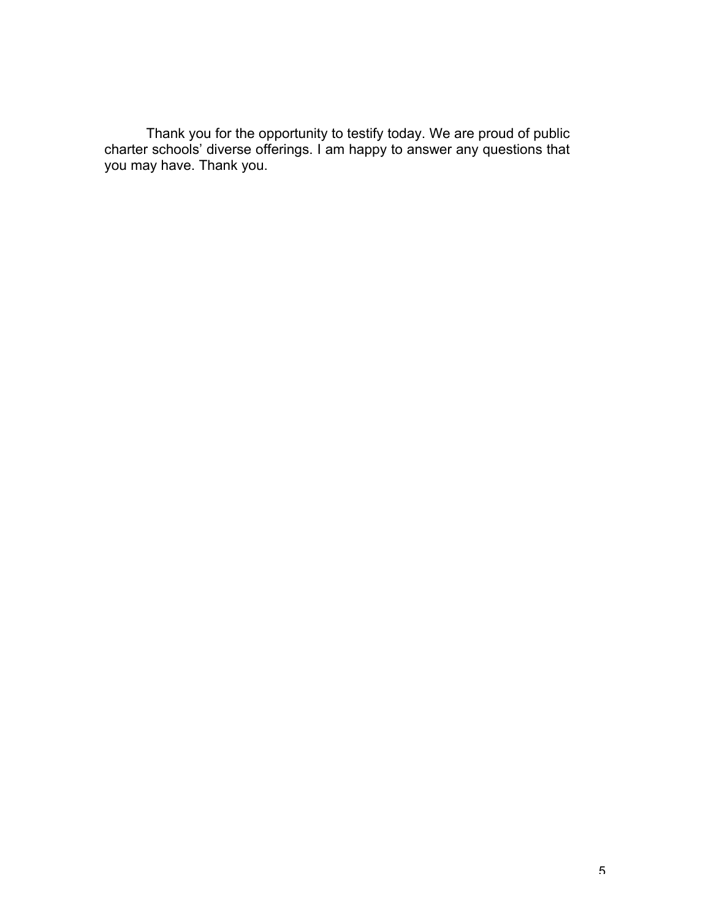Thank you for the opportunity to testify today. We are proud of public charter schools' diverse offerings. I am happy to answer any questions that you may have. Thank you.